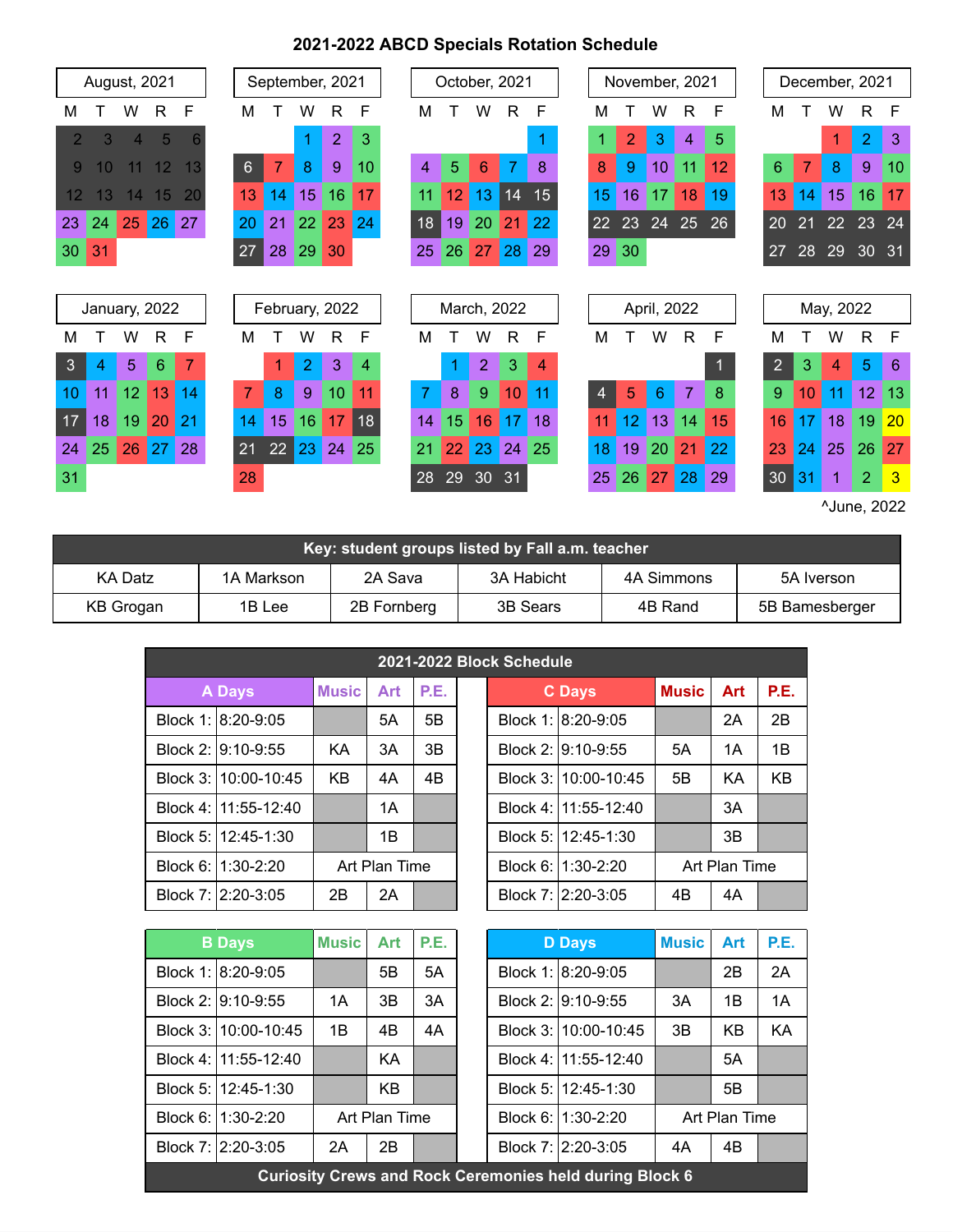# 2021-2022 ABCD Specials Rotation Schedule

### August, 2021

| M | T | W | R | F |
|---|---|---|---|---|
| 2 | 3 | 4 | 5 | 6 |
| 9 | 10 | 11 | 12 | 13 |
| 12 | 13 | 14 | 15 | 20 |
| 23 | 24 | 25 | 26 | 27 |
| 30 | 31 | | | |

### September, 2021

| M | T | W | R | F |
|---|---|---|---|---|
| | | 1 | 2 | 3 |
| 6 | 7 | 8 | 9 | 10 |
| 13 | 14 | 15 | 16 | 17 |
| 20 | 21 | 22 | 23 | 24 |
| 27 | 28 | 29 | 30 | |

### October, 2021

| M | T | W | R | F |
|---|---|---|---|---|
| | | | | 1 |
| 4 | 5 | 6 | 7 | 8 |
| 11 | 12 | 13 | 14 | 15 |
| 18 | 19 | 20 | 21 | 22 |
| 25 | 26 | 27 | 28 | 29 |

### November, 2021

| M | T | W | R | F |
|---|---|---|---|---|
| 1 | 2 | 3 | 4 | 5 |
| 8 | 9 | 10 | 11 | 12 |
| 15 | 16 | 17 | 18 | 19 |
| 22 | 23 | 24 | 25 | 26 |
| 29 | 30 | | | |

### December, 2021

| M | T | W | R | F |
|---|---|---|---|---|
| | | 1 | 2 | 3 |
| 6 | 7 | 8 | 9 | 10 |
| 13 | 14 | 15 | 16 | 17 |
| 20 | 21 | 22 | 23 | 24 |
| 27 | 28 | 29 | 30 | 31 |

### January, 2022

| M | T | W | R | F |
|---|---|---|---|---|
| 3 | 4 | 5 | 6 | 7 |
| 10 | 11 | 12 | 13 | 14 |
| 17 | 18 | 19 | 20 | 21 |
| 24 | 25 | 26 | 27 | 28 |
| 31 | | | | |

### February, 2022

| M | T | W | R | F |
|---|---|---|---|---|
| | 1 | 2 | 3 | 4 |
| 7 | 8 | 9 | 10 | 11 |
| 14 | 15 | 16 | 17 | 18 |
| 21 | 22 | 23 | 24 | 25 |
| 28 | | | | |

### March, 2022

| M | T | W | R | F |
|---|---|---|---|---|
| | 1 | 2 | 3 | 4 |
| 7 | 8 | 9 | 10 | 11 |
| 14 | 15 | 16 | 17 | 18 |
| 21 | 22 | 23 | 24 | 25 |
| 28 | 29 | 30 | 31 | |

### April, 2022

| M | T | W | R | F |
|---|---|---|---|---|
| | | | | 1 |
| 4 | 5 | 6 | 7 | 8 |
| 11 | 12 | 13 | 14 | 15 |
| 18 | 19 | 20 | 21 | 22 |
| 25 | 26 | 27 | 28 | 29 |

### May, 2022

| M | T | W | R | F |
|---|---|---|---|---|
| 2 | 3 | 4 | 5 | 6 |
| 9 | 10 | 11 | 12 | 13 |
| 16 | 17 | 18 | 19 | 20 |
| 23 | 24 | 25 | 26 | 27 |
| 30 | 31 | 1 | 2 | 3 |

^June, 2022

| Key: student groups listed by Fall a.m. teacher | | | | | |
|---|---|---|---|---|---|
| KA Datz | 1A Markson | 2A Sava | 3A Habicht | 4A Simmons | 5A Iverson |
| KB Grogan | 1B Lee | 2B Fornberg | 3B Sears | 4B Rand | 5B Bamesberger |

## 2021-2022 Block Schedule

| A Days | | Music | Art | P.E. |
|---|---|---|---|---|
| Block 1: | 8:20-9:05 | | 5A | 5B |
| Block 2: | 9:10-9:55 | KA | 3A | 3B |
| Block 3: | 10:00-10:45 | KB | 4A | 4B |
| Block 4: | 11:55-12:40 | | 1A | |
| Block 5: | 12:45-1:30 | | 1B | |
| Block 6: | 1:30-2:20 | Art Plan Time | | |
| Block 7: | 2:20-3:05 | 2B | 2A | |

| C Days | | Music | Art | P.E. |
|---|---|---|---|---|
| Block 1: | 8:20-9:05 | | 2A | 2B |
| Block 2: | 9:10-9:55 | 5A | 1A | 1B |
| Block 3: | 10:00-10:45 | 5B | KA | KB |
| Block 4: | 11:55-12:40 | | 3A | |
| Block 5: | 12:45-1:30 | | 3B | |
| Block 6: | 1:30-2:20 | Art Plan Time | | |
| Block 7: | 2:20-3:05 | 4B | 4A | |

| B Days | | Music | Art | P.E. |
|---|---|---|---|---|
| Block 1: | 8:20-9:05 | | 5B | 5A |
| Block 2: | 9:10-9:55 | 1A | 3B | 3A |
| Block 3: | 10:00-10:45 | 1B | 4B | 4A |
| Block 4: | 11:55-12:40 | | KA | |
| Block 5: | 12:45-1:30 | | KB | |
| Block 6: | 1:30-2:20 | Art Plan Time | | |
| Block 7: | 2:20-3:05 | 2A | 2B | |

| D Days | | Music | Art | P.E. |
|---|---|---|---|---|
| Block 1: | 8:20-9:05 | | 2B | 2A |
| Block 2: | 9:10-9:55 | 3A | 1B | 1A |
| Block 3: | 10:00-10:45 | 3B | KB | KA |
| Block 4: | 11:55-12:40 | | 5A | |
| Block 5: | 12:45-1:30 | | 5B | |
| Block 6: | 1:30-2:20 | Art Plan Time | | |
| Block 7: | 2:20-3:05 | 4A | 4B | |

**Curiosity Crews and Rock Ceremonies held during Block 6**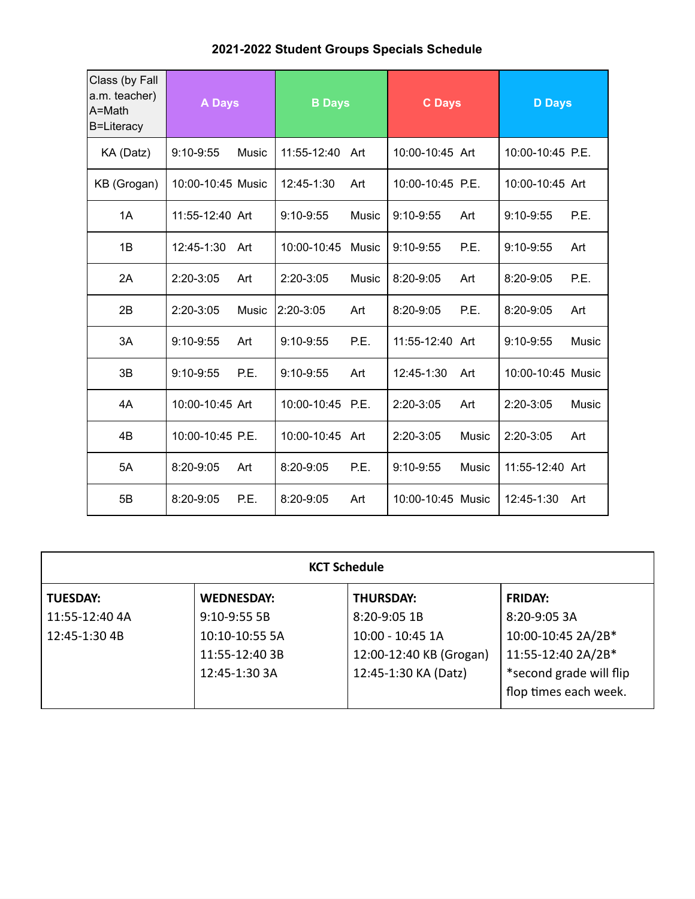**2021-2022 Student Groups Specials Schedule**

| Class (by Fall a.m. teacher) A=Math B=Literacy | A Days | B Days | C Days | D Days |
|---|---|---|---|---|
| KA (Datz) | 9:10-9:55 Music | 11:55-12:40 Art | 10:00-10:45 Art | 10:00-10:45 P.E. |
| KB (Grogan) | 10:00-10:45 Music | 12:45-1:30 Art | 10:00-10:45 P.E. | 10:00-10:45 Art |
| 1A | 11:55-12:40 Art | 9:10-9:55 Music | 9:10-9:55 Art | 9:10-9:55 P.E. |
| 1B | 12:45-1:30 Art | 10:00-10:45 Music | 9:10-9:55 P.E. | 9:10-9:55 Art |
| 2A | 2:20-3:05 Art | 2:20-3:05 Music | 8:20-9:05 Art | 8:20-9:05 P.E. |
| 2B | 2:20-3:05 Music | 2:20-3:05 Art | 8:20-9:05 P.E. | 8:20-9:05 Art |
| 3A | 9:10-9:55 Art | 9:10-9:55 P.E. | 11:55-12:40 Art | 9:10-9:55 Music |
| 3B | 9:10-9:55 P.E. | 9:10-9:55 Art | 12:45-1:30 Art | 10:00-10:45 Music |
| 4A | 10:00-10:45 Art | 10:00-10:45 P.E. | 2:20-3:05 Art | 2:20-3:05 Music |
| 4B | 10:00-10:45 P.E. | 10:00-10:45 Art | 2:20-3:05 Music | 2:20-3:05 Art |
| 5A | 8:20-9:05 Art | 8:20-9:05 P.E. | 9:10-9:55 Music | 11:55-12:40 Art |
| 5B | 8:20-9:05 P.E. | 8:20-9:05 Art | 10:00-10:45 Music | 12:45-1:30 Art |

**KCT Schedule**

| TUESDAY: | WEDNESDAY: | THURSDAY: | FRIDAY: |
|---|---|---|---|
| 11:55-12:40 4A<br>12:45-1:30 4B | 9:10-9:55 5B<br>10:10-10:55 5A<br>11:55-12:40 3B<br>12:45-1:30 3A | 8:20-9:05 1B<br>10:00 - 10:45 1A<br>12:00-12:40 KB (Grogan)<br>12:45-1:30 KA (Datz) | 8:20-9:05 3A<br>10:00-10:45 2A/2B*<br>11:55-12:40 2A/2B*<br>*second grade will flip flop times each week. |